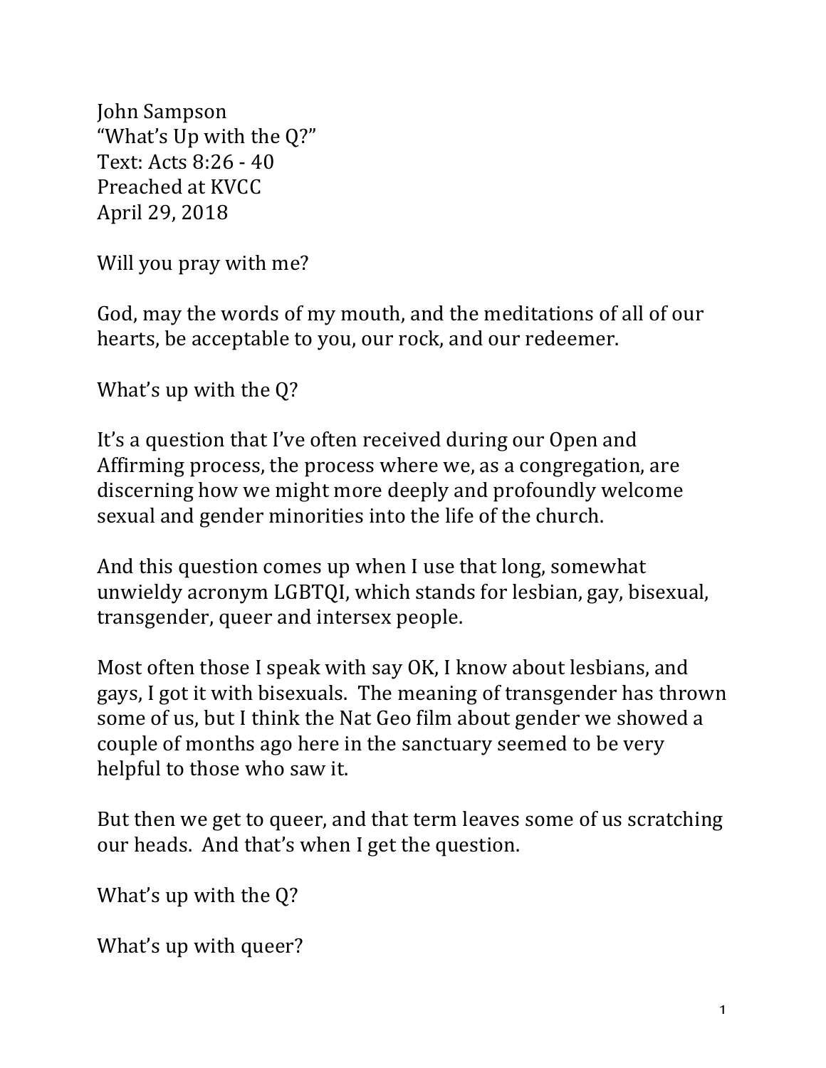John Sampson
"What's Up with the Q?"
Text: Acts 8:26 - 40
Preached at KVCC
April 29, 2018

Will you pray with me?

God, may the words of my mouth, and the meditations of all of our hearts, be acceptable to you, our rock, and our redeemer.

What's up with the Q?

It's a question that I've often received during our Open and Affirming process, the process where we, as a congregation, are discerning how we might more deeply and profoundly welcome sexual and gender minorities into the life of the church.

And this question comes up when I use that long, somewhat unwieldy acronym LGBTQI, which stands for lesbian, gay, bisexual, transgender, queer and intersex people.

Most often those I speak with say OK, I know about lesbians, and gays, I got it with bisexuals. The meaning of transgender has thrown some of us, but I think the Nat Geo film about gender we showed a couple of months ago here in the sanctuary seemed to be very helpful to those who saw it.

But then we get to queer, and that term leaves some of us scratching our heads. And that's when I get the question.

What's up with the Q?

What's up with queer?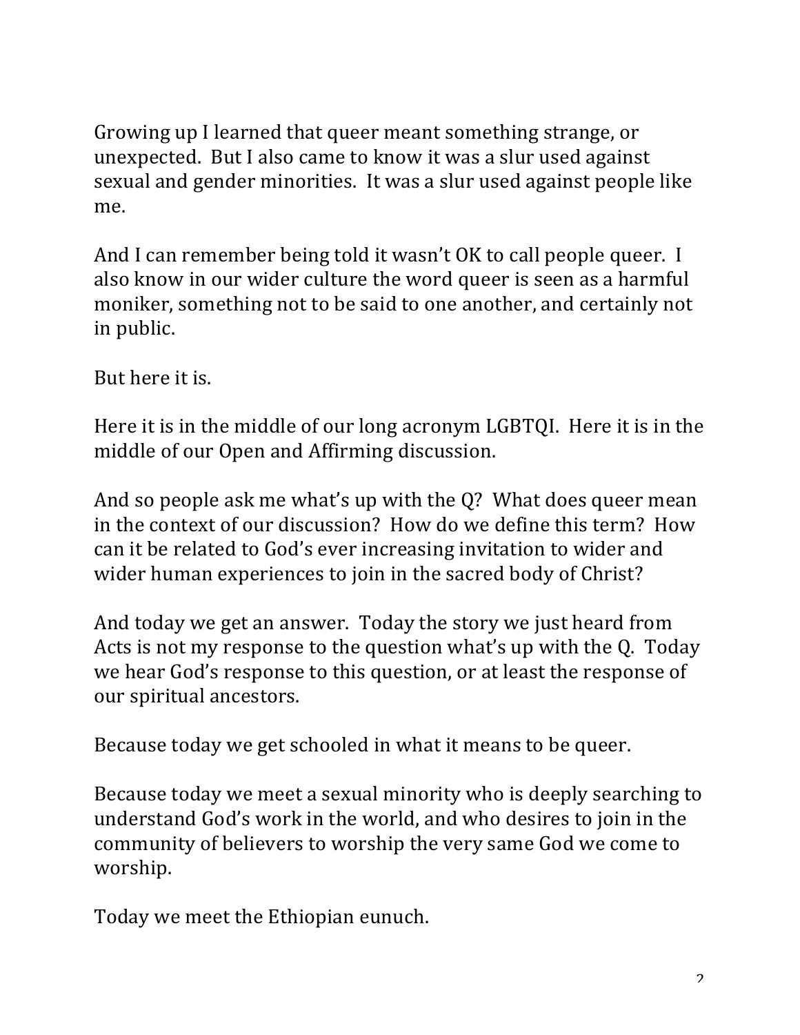Growing up I learned that queer meant something strange, or unexpected. But I also came to know it was a slur used against sexual and gender minorities. It was a slur used against people like me.

And I can remember being told it wasn't OK to call people queer. I also know in our wider culture the word queer is seen as a harmful moniker, something not to be said to one another, and certainly not in public.

But here it is.

Here it is in the middle of our long acronym LGBTQI. Here it is in the middle of our Open and Affirming discussion.

And so people ask me what's up with the Q? What does queer mean in the context of our discussion? How do we define this term? How can it be related to God's ever increasing invitation to wider and wider human experiences to join in the sacred body of Christ?

And today we get an answer. Today the story we just heard from Acts is not my response to the question what's up with the Q. Today we hear God's response to this question, or at least the response of our spiritual ancestors.

Because today we get schooled in what it means to be queer.

Because today we meet a sexual minority who is deeply searching to understand God's work in the world, and who desires to join in the community of believers to worship the very same God we come to worship.

Today we meet the Ethiopian eunuch.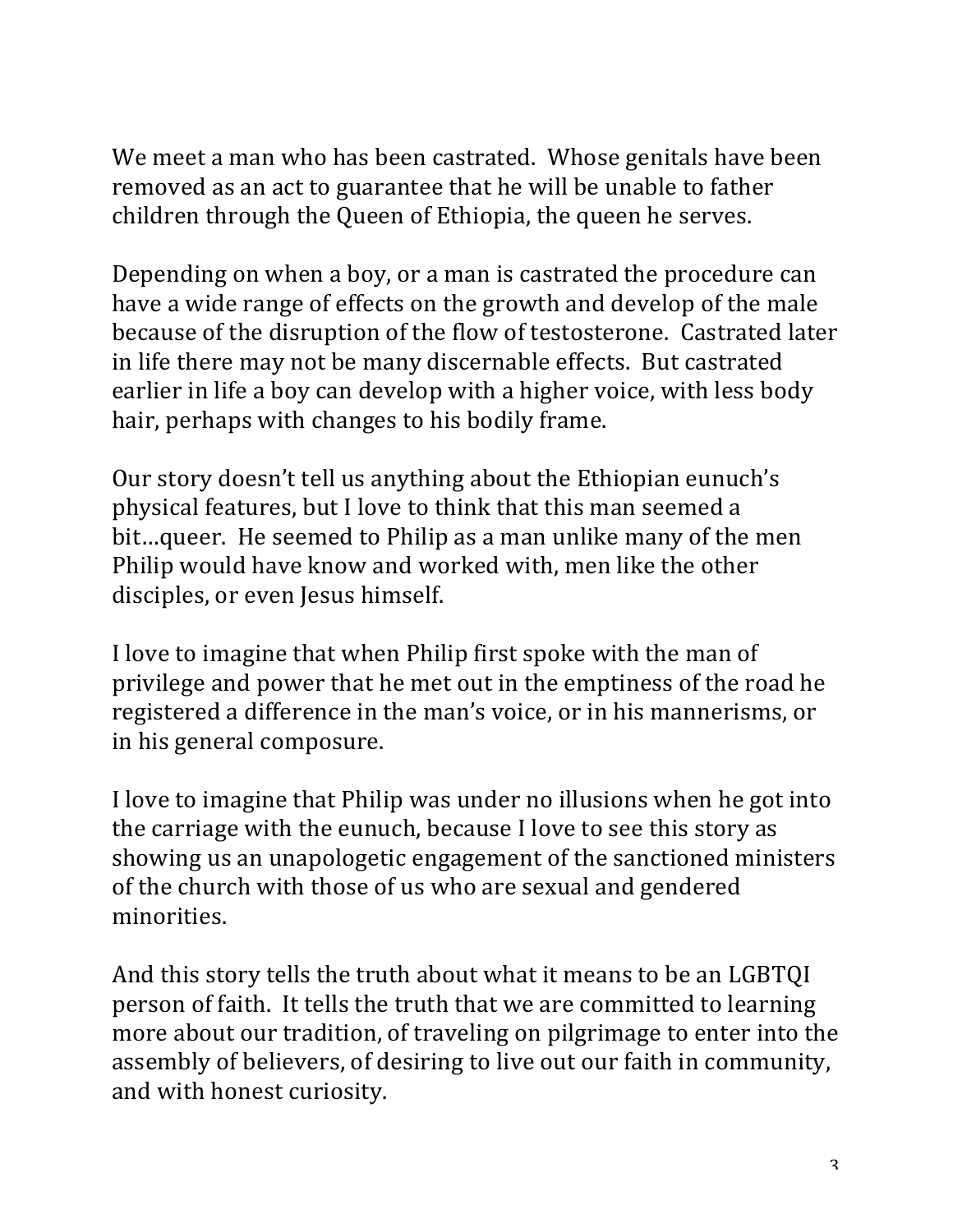We meet a man who has been castrated. Whose genitals have been removed as an act to guarantee that he will be unable to father children through the Queen of Ethiopia, the queen he serves.

Depending on when a boy, or a man is castrated the procedure can have a wide range of effects on the growth and develop of the male because of the disruption of the flow of testosterone. Castrated later in life there may not be many discernable effects. But castrated earlier in life a boy can develop with a higher voice, with less body hair, perhaps with changes to his bodily frame.

Our story doesn't tell us anything about the Ethiopian eunuch's physical features, but I love to think that this man seemed a bit…queer. He seemed to Philip as a man unlike many of the men Philip would have know and worked with, men like the other disciples, or even Jesus himself.

I love to imagine that when Philip first spoke with the man of privilege and power that he met out in the emptiness of the road he registered a difference in the man's voice, or in his mannerisms, or in his general composure.

I love to imagine that Philip was under no illusions when he got into the carriage with the eunuch, because I love to see this story as showing us an unapologetic engagement of the sanctioned ministers of the church with those of us who are sexual and gendered minorities.

And this story tells the truth about what it means to be an LGBTQI person of faith. It tells the truth that we are committed to learning more about our tradition, of traveling on pilgrimage to enter into the assembly of believers, of desiring to live out our faith in community, and with honest curiosity.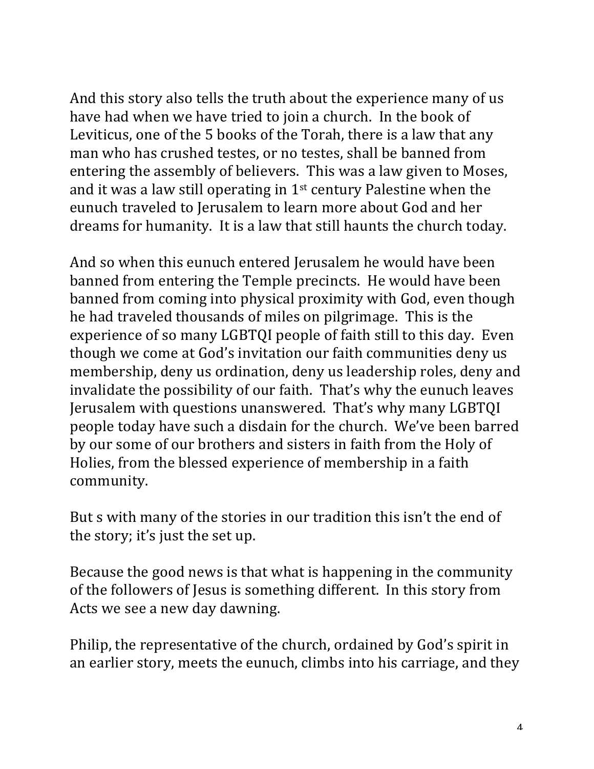And this story also tells the truth about the experience many of us have had when we have tried to join a church. In the book of Leviticus, one of the 5 books of the Torah, there is a law that any man who has crushed testes, or no testes, shall be banned from entering the assembly of believers. This was a law given to Moses, and it was a law still operating in 1st century Palestine when the eunuch traveled to Jerusalem to learn more about God and her dreams for humanity. It is a law that still haunts the church today.

And so when this eunuch entered Jerusalem he would have been banned from entering the Temple precincts. He would have been banned from coming into physical proximity with God, even though he had traveled thousands of miles on pilgrimage. This is the experience of so many LGBTQI people of faith still to this day. Even though we come at God's invitation our faith communities deny us membership, deny us ordination, deny us leadership roles, deny and invalidate the possibility of our faith. That's why the eunuch leaves Jerusalem with questions unanswered. That's why many LGBTQI people today have such a disdain for the church. We've been barred by our some of our brothers and sisters in faith from the Holy of Holies, from the blessed experience of membership in a faith community.

But s with many of the stories in our tradition this isn't the end of the story; it's just the set up.

Because the good news is that what is happening in the community of the followers of Jesus is something different. In this story from Acts we see a new day dawning.

Philip, the representative of the church, ordained by God's spirit in an earlier story, meets the eunuch, climbs into his carriage, and they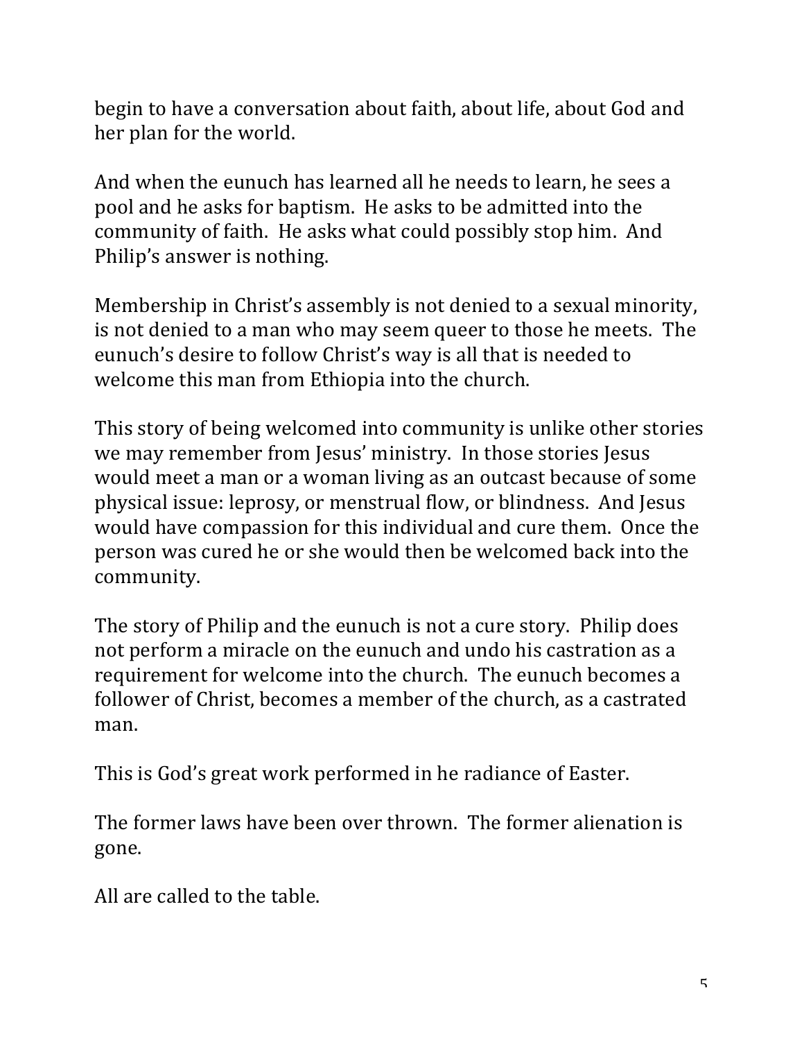begin to have a conversation about faith, about life, about God and her plan for the world.

And when the eunuch has learned all he needs to learn, he sees a pool and he asks for baptism. He asks to be admitted into the community of faith. He asks what could possibly stop him. And Philip's answer is nothing.

Membership in Christ's assembly is not denied to a sexual minority, is not denied to a man who may seem queer to those he meets. The eunuch's desire to follow Christ's way is all that is needed to welcome this man from Ethiopia into the church.

This story of being welcomed into community is unlike other stories we may remember from Jesus' ministry. In those stories Jesus would meet a man or a woman living as an outcast because of some physical issue: leprosy, or menstrual flow, or blindness. And Jesus would have compassion for this individual and cure them. Once the person was cured he or she would then be welcomed back into the community.

The story of Philip and the eunuch is not a cure story. Philip does not perform a miracle on the eunuch and undo his castration as a requirement for welcome into the church. The eunuch becomes a follower of Christ, becomes a member of the church, as a castrated man.

This is God's great work performed in he radiance of Easter.

The former laws have been over thrown. The former alienation is gone.

All are called to the table.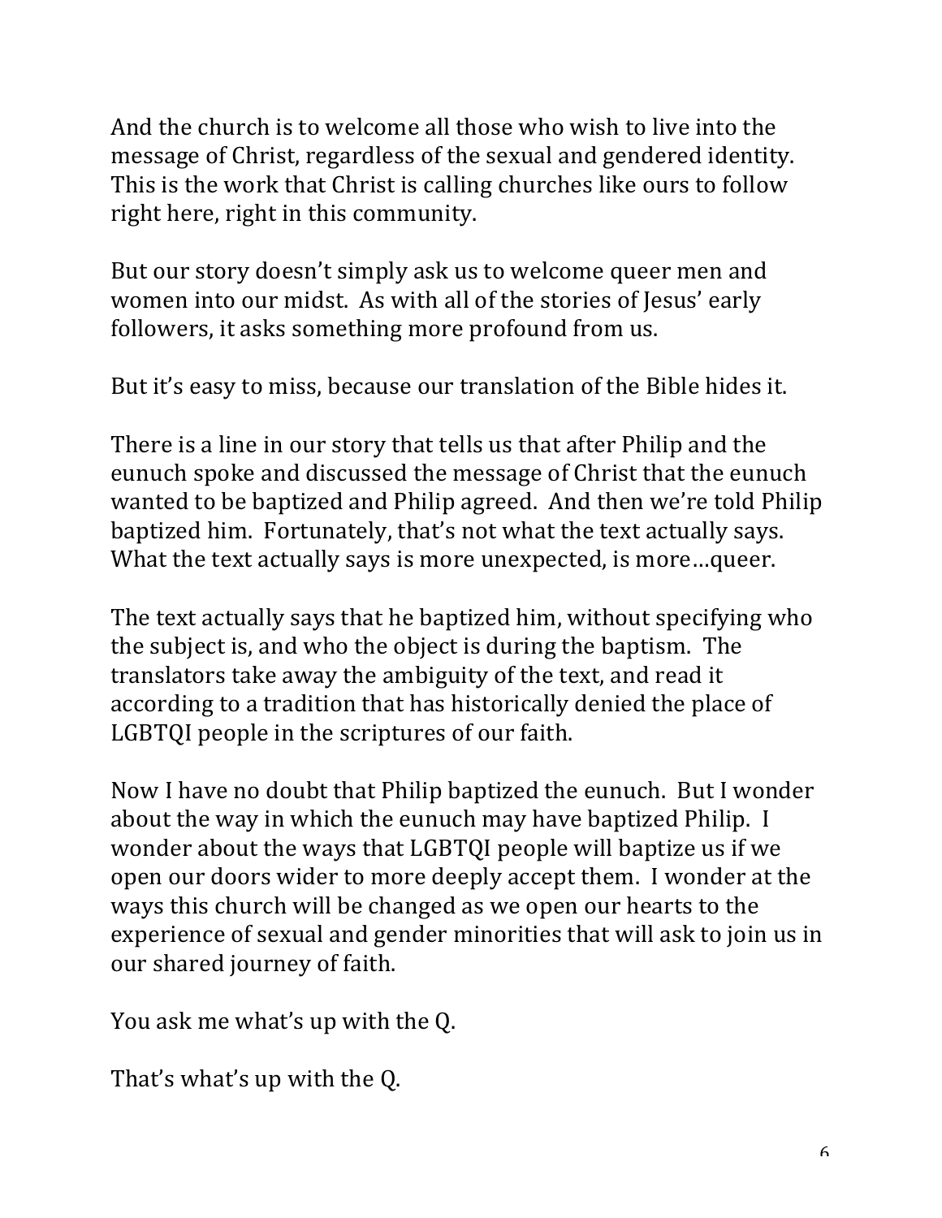And the church is to welcome all those who wish to live into the message of Christ, regardless of the sexual and gendered identity. This is the work that Christ is calling churches like ours to follow right here, right in this community.

But our story doesn't simply ask us to welcome queer men and women into our midst. As with all of the stories of Jesus' early followers, it asks something more profound from us.

But it's easy to miss, because our translation of the Bible hides it.

There is a line in our story that tells us that after Philip and the eunuch spoke and discussed the message of Christ that the eunuch wanted to be baptized and Philip agreed. And then we're told Philip baptized him. Fortunately, that's not what the text actually says. What the text actually says is more unexpected, is more…queer.

The text actually says that he baptized him, without specifying who the subject is, and who the object is during the baptism. The translators take away the ambiguity of the text, and read it according to a tradition that has historically denied the place of LGBTQI people in the scriptures of our faith.

Now I have no doubt that Philip baptized the eunuch. But I wonder about the way in which the eunuch may have baptized Philip. I wonder about the ways that LGBTQI people will baptize us if we open our doors wider to more deeply accept them. I wonder at the ways this church will be changed as we open our hearts to the experience of sexual and gender minorities that will ask to join us in our shared journey of faith.

You ask me what's up with the Q.

That's what's up with the Q.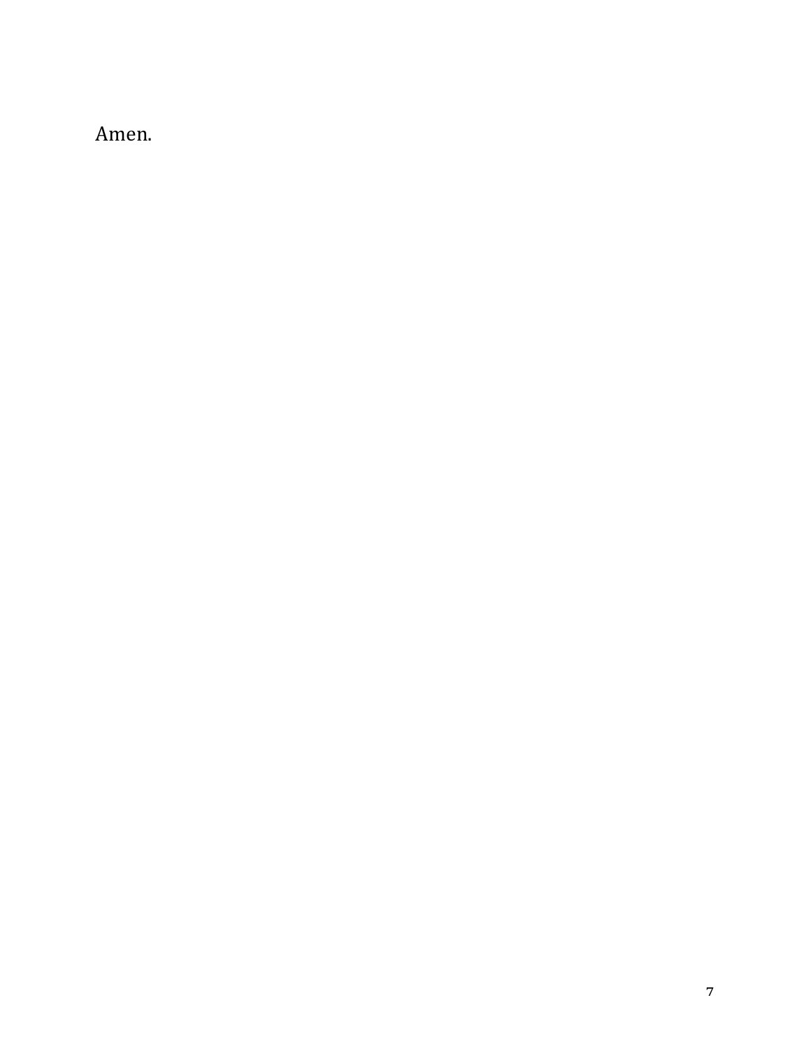Amen.